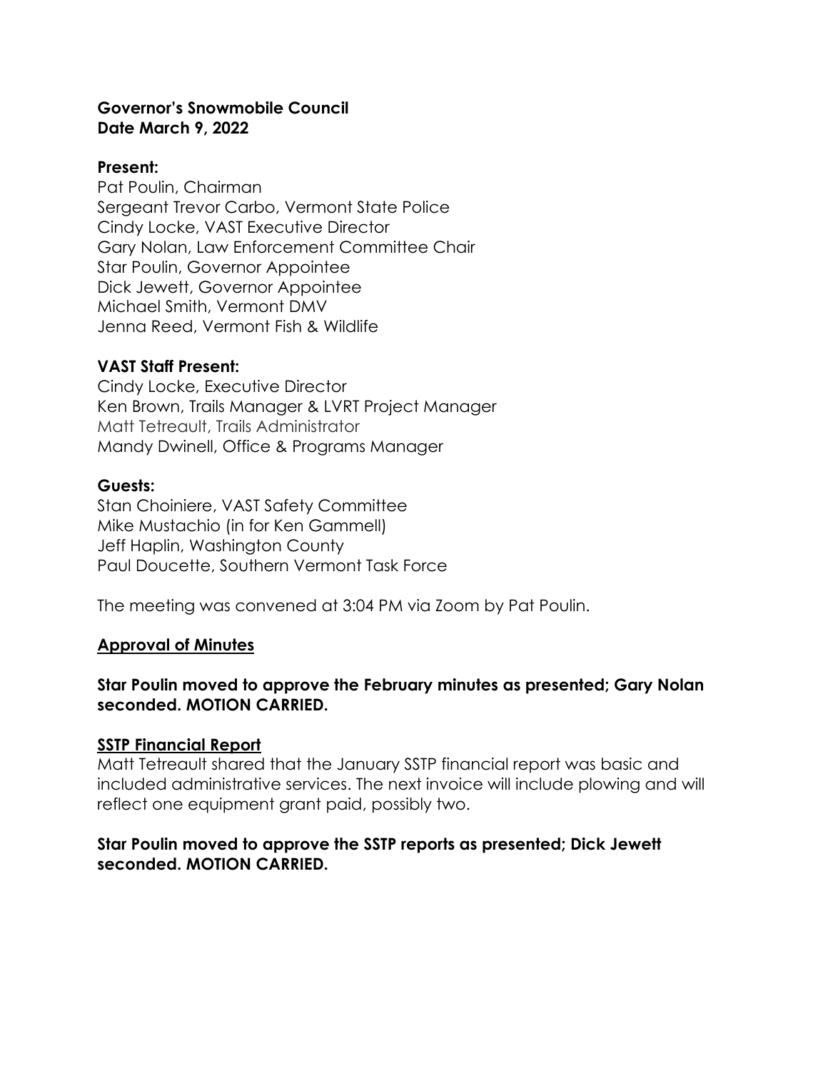**Governor's Snowmobile Council**
**Date March 9, 2022**

**Present:**

Pat Poulin, Chairman
Sergeant Trevor Carbo, Vermont State Police
Cindy Locke, VAST Executive Director
Gary Nolan, Law Enforcement Committee Chair
Star Poulin, Governor Appointee
Dick Jewett, Governor Appointee
Michael Smith, Vermont DMV
Jenna Reed, Vermont Fish & Wildlife

**VAST Staff Present:**

Cindy Locke, Executive Director
Ken Brown, Trails Manager & LVRT Project Manager
Matt Tetreault, Trails Administrator
Mandy Dwinell, Office & Programs Manager

**Guests:**

Stan Choiniere, VAST Safety Committee
Mike Mustachio (in for Ken Gammell)
Jeff Haplin, Washington County
Paul Doucette, Southern Vermont Task Force

The meeting was convened at 3:04 PM via Zoom by Pat Poulin.

**Approval of Minutes**

**Star Poulin moved to approve the February minutes as presented; Gary Nolan seconded. MOTION CARRIED.**

**SSTP Financial Report**

Matt Tetreault shared that the January SSTP financial report was basic and included administrative services. The next invoice will include plowing and will reflect one equipment grant paid, possibly two.

**Star Poulin moved to approve the SSTP reports as presented; Dick Jewett seconded. MOTION CARRIED.**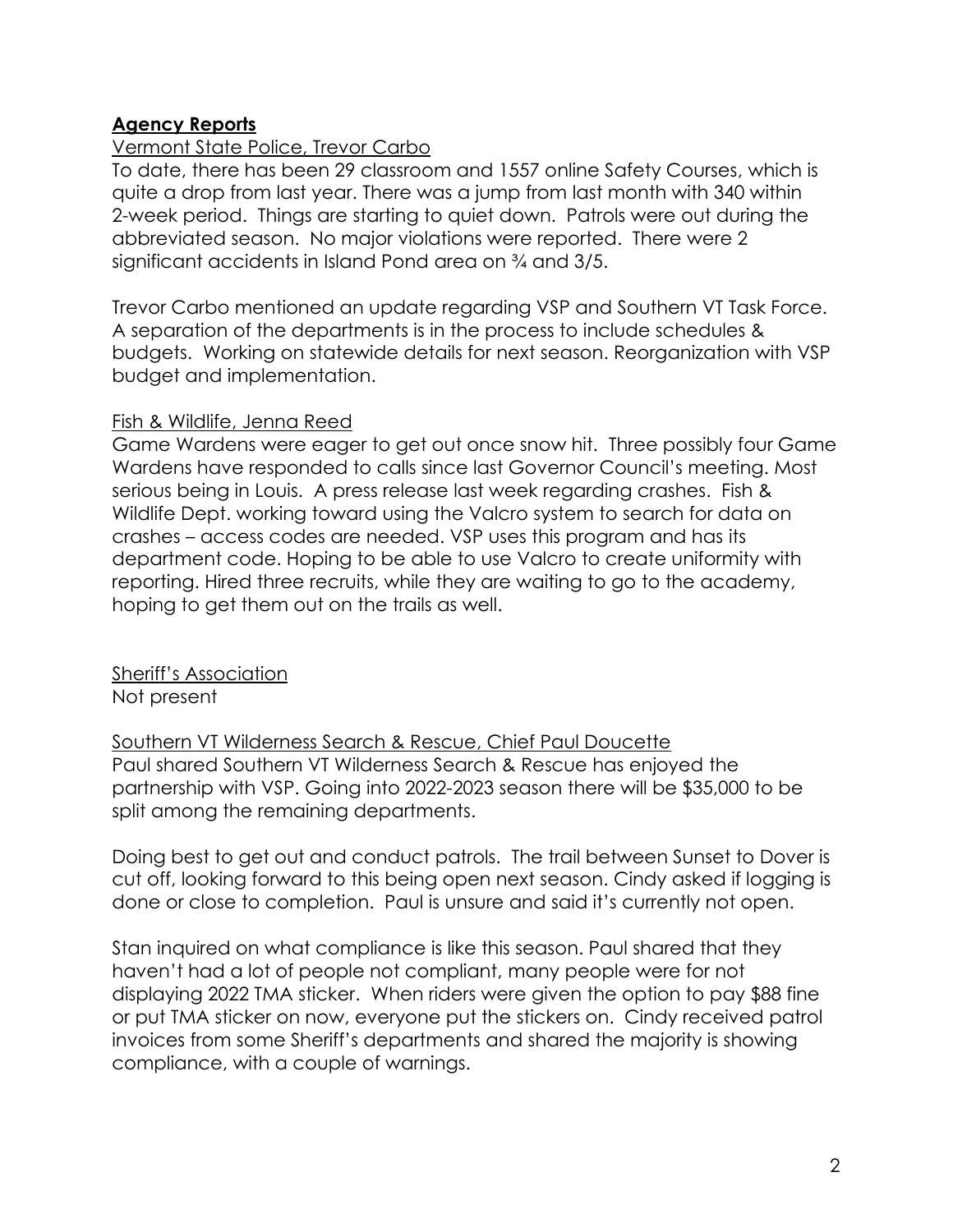## Agency Reports

Vermont State Police, Trevor Carbo

To date, there has been 29 classroom and 1557 online Safety Courses, which is quite a drop from last year. There was a jump from last month with 340 within 2-week period. Things are starting to quiet down. Patrols were out during the abbreviated season. No major violations were reported. There were 2 significant accidents in Island Pond area on ¾ and 3/5.

Trevor Carbo mentioned an update regarding VSP and Southern VT Task Force. A separation of the departments is in the process to include schedules & budgets. Working on statewide details for next season. Reorganization with VSP budget and implementation.

Fish & Wildlife, Jenna Reed

Game Wardens were eager to get out once snow hit. Three possibly four Game Wardens have responded to calls since last Governor Council's meeting. Most serious being in Louis. A press release last week regarding crashes. Fish & Wildlife Dept. working toward using the Valcro system to search for data on crashes – access codes are needed. VSP uses this program and has its department code. Hoping to be able to use Valcro to create uniformity with reporting. Hired three recruits, while they are waiting to go to the academy, hoping to get them out on the trails as well.

Sheriff's Association

Not present

Southern VT Wilderness Search & Rescue, Chief Paul Doucette

Paul shared Southern VT Wilderness Search & Rescue has enjoyed the partnership with VSP. Going into 2022-2023 season there will be $35,000 to be split among the remaining departments.

Doing best to get out and conduct patrols. The trail between Sunset to Dover is cut off, looking forward to this being open next season. Cindy asked if logging is done or close to completion. Paul is unsure and said it's currently not open.

Stan inquired on what compliance is like this season. Paul shared that they haven't had a lot of people not compliant, many people were for not displaying 2022 TMA sticker. When riders were given the option to pay $88 fine or put TMA sticker on now, everyone put the stickers on. Cindy received patrol invoices from some Sheriff's departments and shared the majority is showing compliance, with a couple of warnings.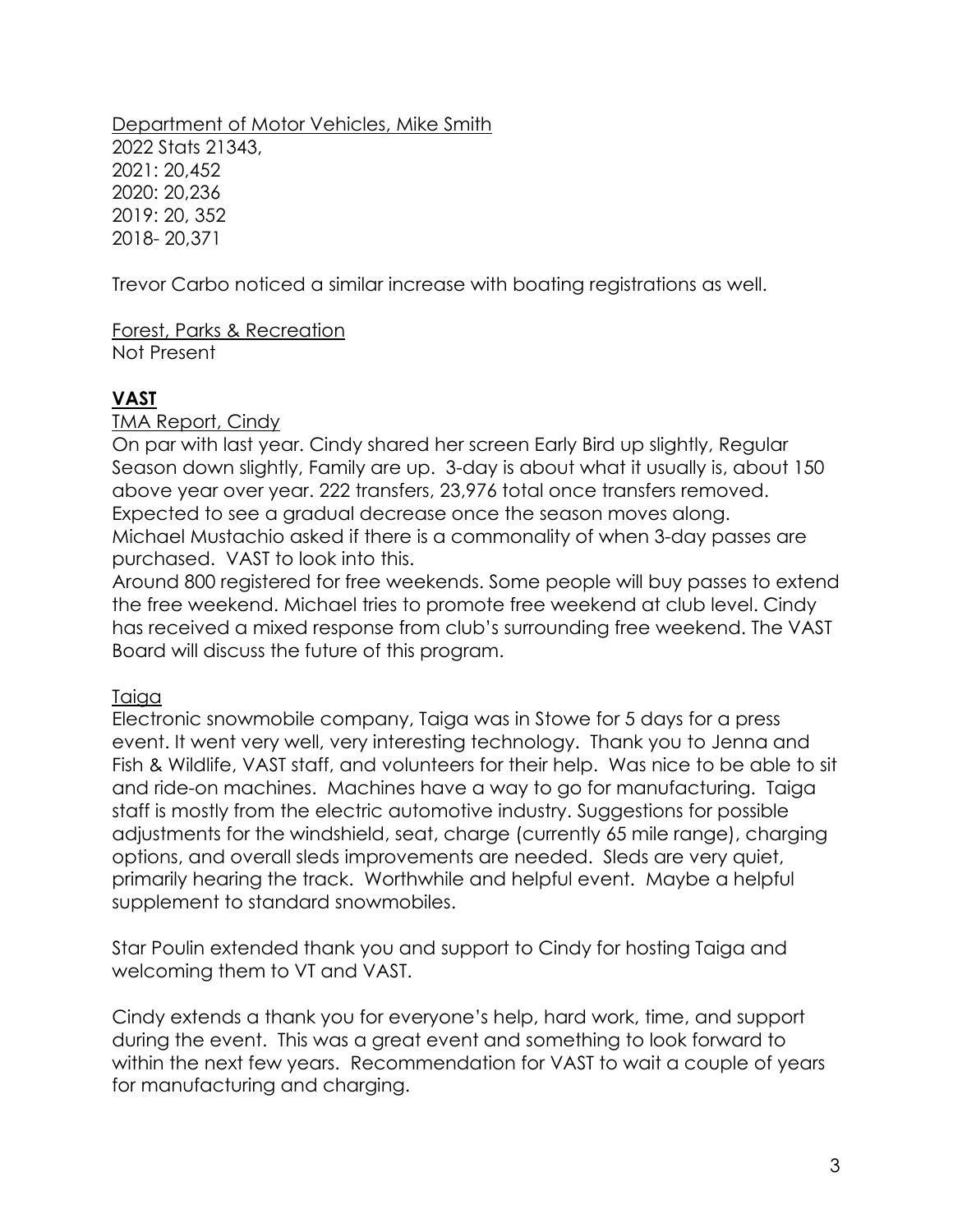Department of Motor Vehicles, Mike Smith

2022 Stats 21343,
2021: 20,452
2020: 20,236
2019: 20, 352
2018- 20,371

Trevor Carbo noticed a similar increase with boating registrations as well.

Forest, Parks & Recreation

Not Present

## VAST

TMA Report, Cindy

On par with last year. Cindy shared her screen Early Bird up slightly, Regular Season down slightly, Family are up. 3-day is about what it usually is, about 150 above year over year. 222 transfers, 23,976 total once transfers removed. Expected to see a gradual decrease once the season moves along.
Michael Mustachio asked if there is a commonality of when 3-day passes are purchased. VAST to look into this.
Around 800 registered for free weekends. Some people will buy passes to extend the free weekend. Michael tries to promote free weekend at club level. Cindy has received a mixed response from club's surrounding free weekend. The VAST Board will discuss the future of this program.

Taiga

Electronic snowmobile company, Taiga was in Stowe for 5 days for a press event. It went very well, very interesting technology. Thank you to Jenna and Fish & Wildlife, VAST staff, and volunteers for their help. Was nice to be able to sit and ride-on machines. Machines have a way to go for manufacturing. Taiga staff is mostly from the electric automotive industry. Suggestions for possible adjustments for the windshield, seat, charge (currently 65 mile range), charging options, and overall sleds improvements are needed. Sleds are very quiet, primarily hearing the track. Worthwhile and helpful event. Maybe a helpful supplement to standard snowmobiles.

Star Poulin extended thank you and support to Cindy for hosting Taiga and welcoming them to VT and VAST.

Cindy extends a thank you for everyone's help, hard work, time, and support during the event. This was a great event and something to look forward to within the next few years. Recommendation for VAST to wait a couple of years for manufacturing and charging.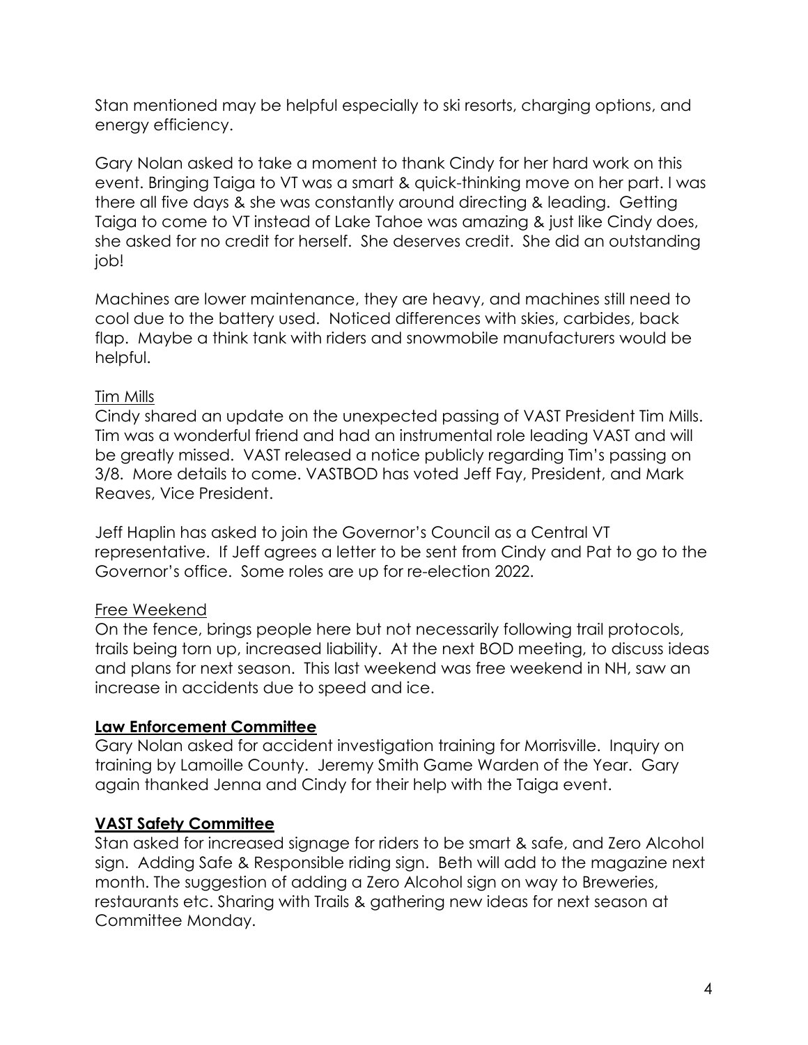Stan mentioned may be helpful especially to ski resorts, charging options, and energy efficiency.

Gary Nolan asked to take a moment to thank Cindy for her hard work on this event. Bringing Taiga to VT was a smart & quick-thinking move on her part. I was there all five days & she was constantly around directing & leading. Getting Taiga to come to VT instead of Lake Tahoe was amazing & just like Cindy does, she asked for no credit for herself. She deserves credit. She did an outstanding job!

Machines are lower maintenance, they are heavy, and machines still need to cool due to the battery used. Noticed differences with skies, carbides, back flap. Maybe a think tank with riders and snowmobile manufacturers would be helpful.

<u>Tim Mills</u>

Cindy shared an update on the unexpected passing of VAST President Tim Mills. Tim was a wonderful friend and had an instrumental role leading VAST and will be greatly missed. VAST released a notice publicly regarding Tim's passing on 3/8. More details to come. VASTBOD has voted Jeff Fay, President, and Mark Reaves, Vice President.

Jeff Haplin has asked to join the Governor's Council as a Central VT representative. If Jeff agrees a letter to be sent from Cindy and Pat to go to the Governor's office. Some roles are up for re-election 2022.

<u>Free Weekend</u>

On the fence, brings people here but not necessarily following trail protocols, trails being torn up, increased liability. At the next BOD meeting, to discuss ideas and plans for next season. This last weekend was free weekend in NH, saw an increase in accidents due to speed and ice.

## **Law Enforcement Committee**

Gary Nolan asked for accident investigation training for Morrisville. Inquiry on training by Lamoille County. Jeremy Smith Game Warden of the Year. Gary again thanked Jenna and Cindy for their help with the Taiga event.

## **VAST Safety Committee**

Stan asked for increased signage for riders to be smart & safe, and Zero Alcohol sign. Adding Safe & Responsible riding sign. Beth will add to the magazine next month. The suggestion of adding a Zero Alcohol sign on way to Breweries, restaurants etc. Sharing with Trails & gathering new ideas for next season at Committee Monday.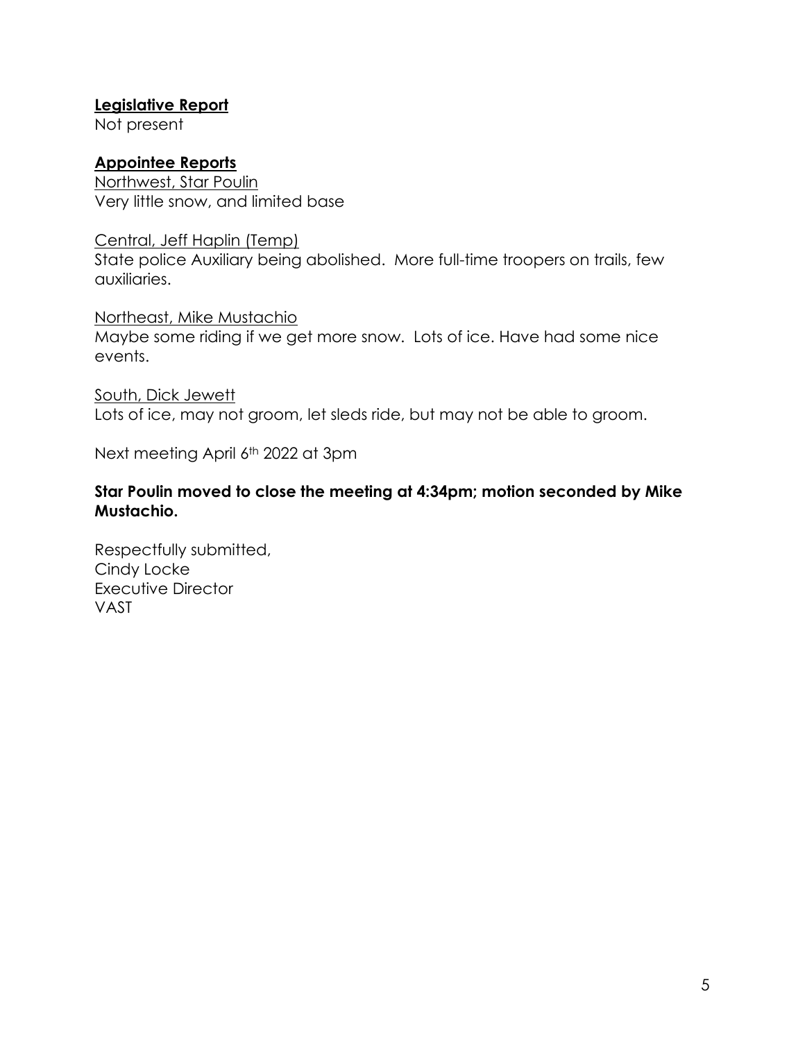**Legislative Report**

Not present

**Appointee Reports**

Northwest, Star Poulin

Very little snow, and limited base

Central, Jeff Haplin (Temp)

State police Auxiliary being abolished. More full-time troopers on trails, few auxiliaries.

Northeast, Mike Mustachio

Maybe some riding if we get more snow. Lots of ice. Have had some nice events.

South, Dick Jewett

Lots of ice, may not groom, let sleds ride, but may not be able to groom.

Next meeting April 6th 2022 at 3pm

**Star Poulin moved to close the meeting at 4:34pm; motion seconded by Mike Mustachio.**

Respectfully submitted,
Cindy Locke
Executive Director
VAST